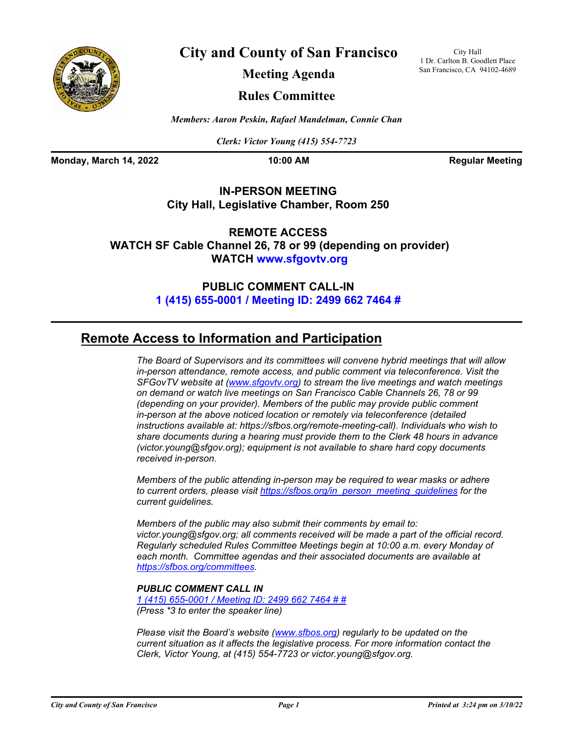# City and County of San Francisco

City Hall
1 Dr. Carlton B. Goodlett Place
San Francisco, CA 94102-4689

## Meeting Agenda

## Rules Committee

*Members: Aaron Peskin, Rafael Mandelman, Connie Chan*

*Clerk: Victor Young (415) 554-7723*

**Monday, March 14, 2022** **10:00 AM** **Regular Meeting**

**IN-PERSON MEETING**
**City Hall, Legislative Chamber, Room 250**

**REMOTE ACCESS**
**WATCH SF Cable Channel 26, 78 or 99 (depending on provider)**
**WATCH www.sfgovtv.org**

**PUBLIC COMMENT CALL-IN**
**1 (415) 655-0001 / Meeting ID: 2499 662 7464 #**

## Remote Access to Information and Participation

*The Board of Supervisors and its committees will convene hybrid meetings that will allow in-person attendance, remote access, and public comment via teleconference. Visit the SFGovTV website at (www.sfgovtv.org) to stream the live meetings and watch meetings on demand or watch live meetings on San Francisco Cable Channels 26, 78 or 99 (depending on your provider). Members of the public may provide public comment in-person at the above noticed location or remotely via teleconference (detailed instructions available at: https://sfbos.org/remote-meeting-call). Individuals who wish to share documents during a hearing must provide them to the Clerk 48 hours in advance (victor.young@sfgov.org); equipment is not available to share hard copy documents received in-person.*

*Members of the public attending in-person may be required to wear masks or adhere to current orders, please visit https://sfbos.org/in_person_meeting_guidelines for the current guidelines.*

*Members of the public may also submit their comments by email to: victor.young@sfgov.org; all comments received will be made a part of the official record. Regularly scheduled Rules Committee Meetings begin at 10:00 a.m. every Monday of each month. Committee agendas and their associated documents are available at https://sfbos.org/committees.*

***PUBLIC COMMENT CALL IN***
*1 (415) 655-0001 / Meeting ID: 2499 662 7464 # #*
*(Press *3 to enter the speaker line)*

*Please visit the Board's website (www.sfbos.org) regularly to be updated on the current situation as it affects the legislative process. For more information contact the Clerk, Victor Young, at (415) 554-7723 or victor.young@sfgov.org.*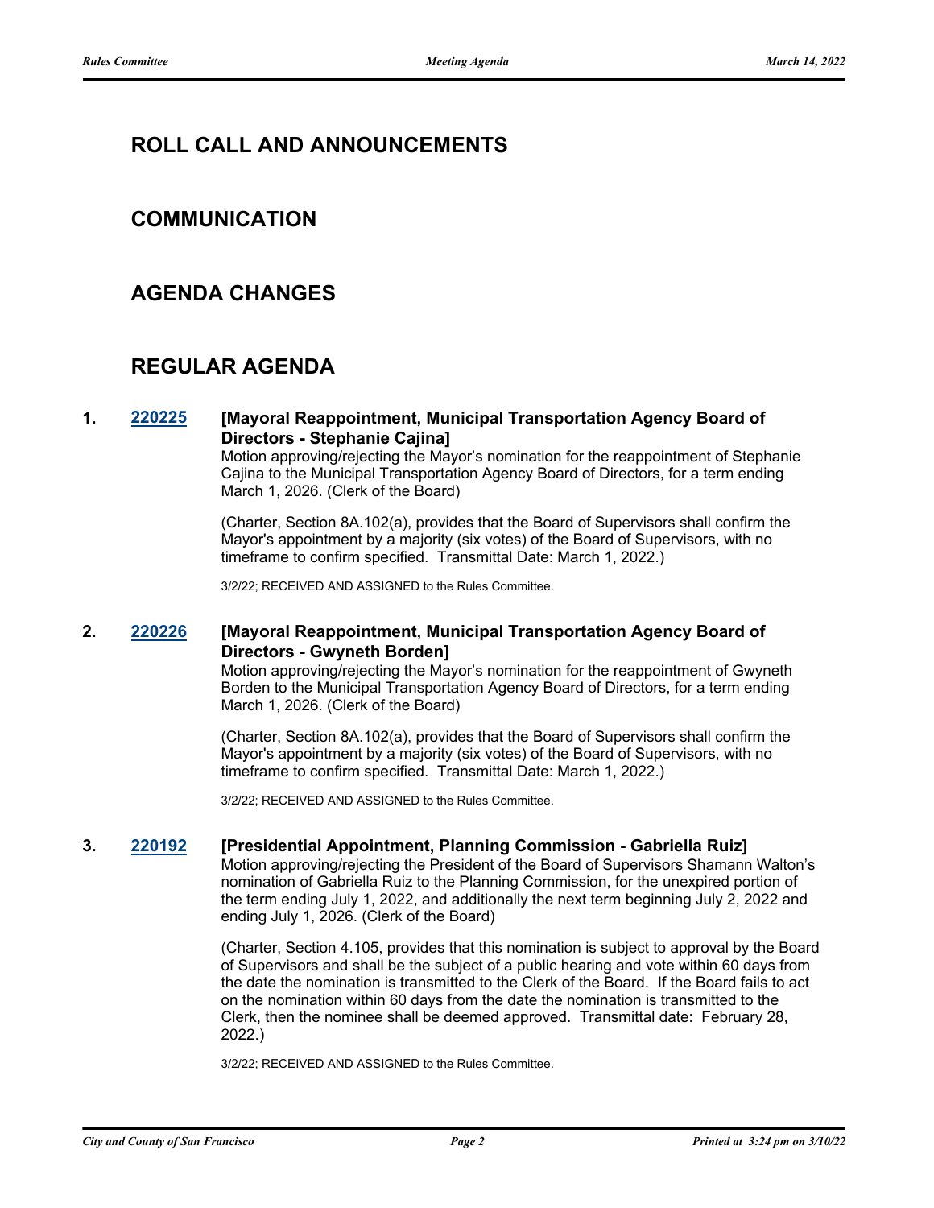## ROLL CALL AND ANNOUNCEMENTS

## COMMUNICATION

## AGENDA CHANGES

## REGULAR AGENDA

**1. 220225 [Mayoral Reappointment, Municipal Transportation Agency Board of Directors - Stephanie Cajina]**

Motion approving/rejecting the Mayor's nomination for the reappointment of Stephanie Cajina to the Municipal Transportation Agency Board of Directors, for a term ending March 1, 2026. (Clerk of the Board)

(Charter, Section 8A.102(a), provides that the Board of Supervisors shall confirm the Mayor's appointment by a majority (six votes) of the Board of Supervisors, with no timeframe to confirm specified. Transmittal Date: March 1, 2022.)

3/2/22; RECEIVED AND ASSIGNED to the Rules Committee.

**2. 220226 [Mayoral Reappointment, Municipal Transportation Agency Board of Directors - Gwyneth Borden]**

Motion approving/rejecting the Mayor's nomination for the reappointment of Gwyneth Borden to the Municipal Transportation Agency Board of Directors, for a term ending March 1, 2026. (Clerk of the Board)

(Charter, Section 8A.102(a), provides that the Board of Supervisors shall confirm the Mayor's appointment by a majority (six votes) of the Board of Supervisors, with no timeframe to confirm specified. Transmittal Date: March 1, 2022.)

3/2/22; RECEIVED AND ASSIGNED to the Rules Committee.

**3. 220192 [Presidential Appointment, Planning Commission - Gabriella Ruiz]**

Motion approving/rejecting the President of the Board of Supervisors Shamann Walton's nomination of Gabriella Ruiz to the Planning Commission, for the unexpired portion of the term ending July 1, 2022, and additionally the next term beginning July 2, 2022 and ending July 1, 2026. (Clerk of the Board)

(Charter, Section 4.105, provides that this nomination is subject to approval by the Board of Supervisors and shall be the subject of a public hearing and vote within 60 days from the date the nomination is transmitted to the Clerk of the Board. If the Board fails to act on the nomination within 60 days from the date the nomination is transmitted to the Clerk, then the nominee shall be deemed approved. Transmittal date: February 28, 2022.)

3/2/22; RECEIVED AND ASSIGNED to the Rules Committee.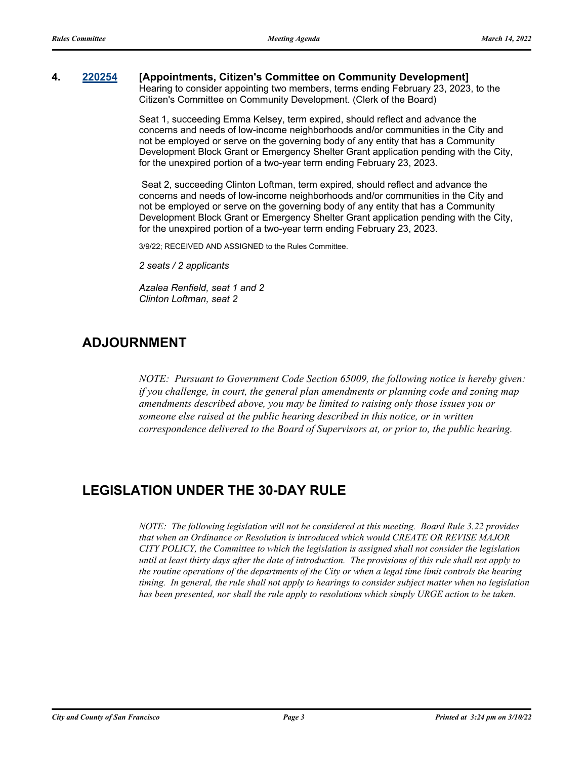**4. 220254 [Appointments, Citizen's Committee on Community Development]**

Hearing to consider appointing two members, terms ending February 23, 2023, to the Citizen's Committee on Community Development. (Clerk of the Board)

Seat 1, succeeding Emma Kelsey, term expired, should reflect and advance the concerns and needs of low-income neighborhoods and/or communities in the City and not be employed or serve on the governing body of any entity that has a Community Development Block Grant or Emergency Shelter Grant application pending with the City, for the unexpired portion of a two-year term ending February 23, 2023.

Seat 2, succeeding Clinton Loftman, term expired, should reflect and advance the concerns and needs of low-income neighborhoods and/or communities in the City and not be employed or serve on the governing body of any entity that has a Community Development Block Grant or Emergency Shelter Grant application pending with the City, for the unexpired portion of a two-year term ending February 23, 2023.

3/9/22; RECEIVED AND ASSIGNED to the Rules Committee.

*2 seats / 2 applicants*

*Azalea Renfield, seat 1 and 2*
*Clinton Loftman, seat 2*

## ADJOURNMENT

*NOTE: Pursuant to Government Code Section 65009, the following notice is hereby given: if you challenge, in court, the general plan amendments or planning code and zoning map amendments described above, you may be limited to raising only those issues you or someone else raised at the public hearing described in this notice, or in written correspondence delivered to the Board of Supervisors at, or prior to, the public hearing.*

## LEGISLATION UNDER THE 30-DAY RULE

*NOTE: The following legislation will not be considered at this meeting. Board Rule 3.22 provides that when an Ordinance or Resolution is introduced which would CREATE OR REVISE MAJOR CITY POLICY, the Committee to which the legislation is assigned shall not consider the legislation until at least thirty days after the date of introduction. The provisions of this rule shall not apply to the routine operations of the departments of the City or when a legal time limit controls the hearing timing. In general, the rule shall not apply to hearings to consider subject matter when no legislation has been presented, nor shall the rule apply to resolutions which simply URGE action to be taken.*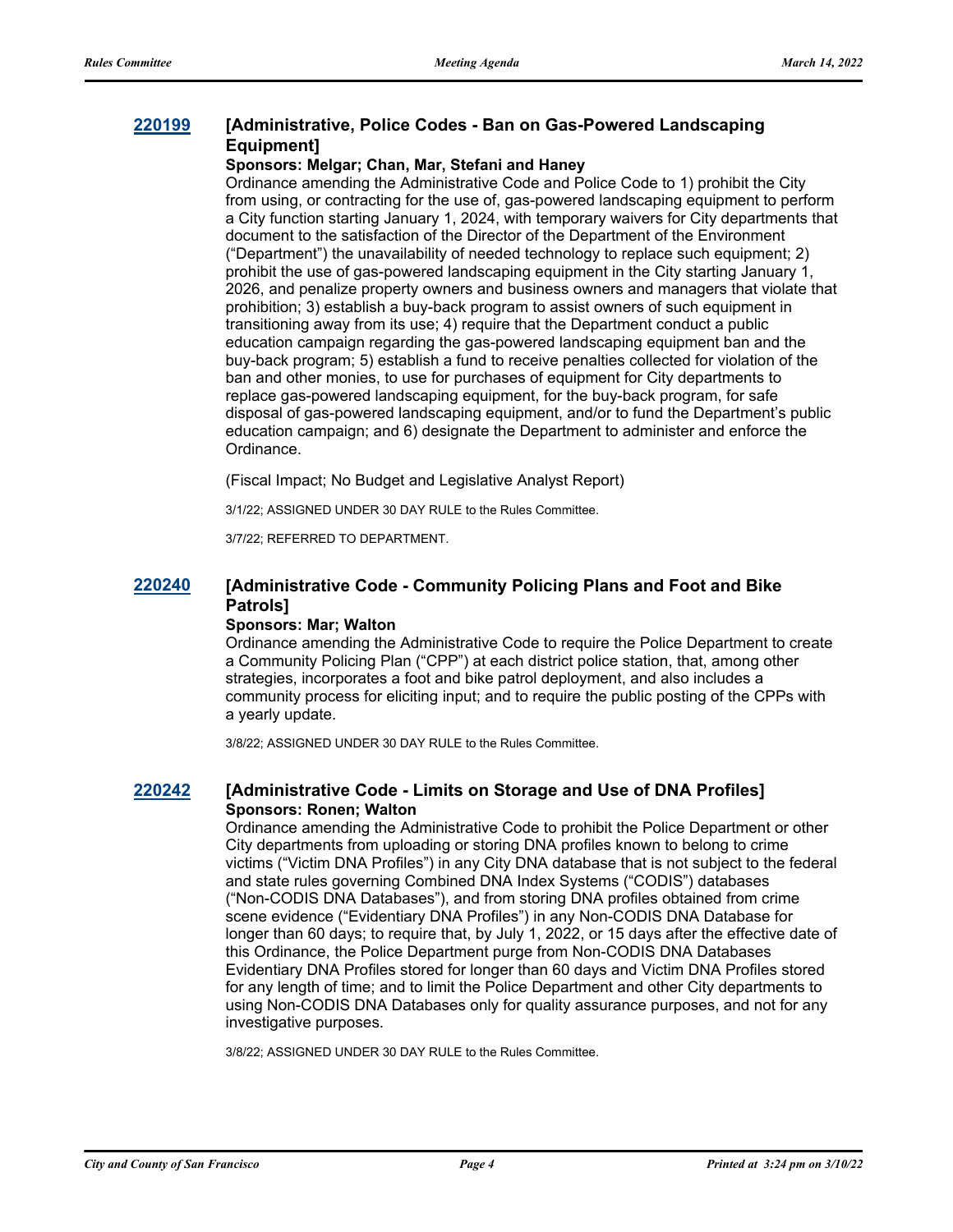**220199** **[Administrative, Police Codes - Ban on Gas-Powered Landscaping Equipment]**

**Sponsors: Melgar; Chan, Mar, Stefani and Haney**

Ordinance amending the Administrative Code and Police Code to 1) prohibit the City from using, or contracting for the use of, gas-powered landscaping equipment to perform a City function starting January 1, 2024, with temporary waivers for City departments that document to the satisfaction of the Director of the Department of the Environment ("Department") the unavailability of needed technology to replace such equipment; 2) prohibit the use of gas-powered landscaping equipment in the City starting January 1, 2026, and penalize property owners and business owners and managers that violate that prohibition; 3) establish a buy-back program to assist owners of such equipment in transitioning away from its use; 4) require that the Department conduct a public education campaign regarding the gas-powered landscaping equipment ban and the buy-back program; 5) establish a fund to receive penalties collected for violation of the ban and other monies, to use for purchases of equipment for City departments to replace gas-powered landscaping equipment, for the buy-back program, for safe disposal of gas-powered landscaping equipment, and/or to fund the Department's public education campaign; and 6) designate the Department to administer and enforce the Ordinance.

(Fiscal Impact; No Budget and Legislative Analyst Report)

3/1/22; ASSIGNED UNDER 30 DAY RULE to the Rules Committee.

3/7/22; REFERRED TO DEPARTMENT.

**220240** **[Administrative Code - Community Policing Plans and Foot and Bike Patrols]**

**Sponsors: Mar; Walton**

Ordinance amending the Administrative Code to require the Police Department to create a Community Policing Plan ("CPP") at each district police station, that, among other strategies, incorporates a foot and bike patrol deployment, and also includes a community process for eliciting input; and to require the public posting of the CPPs with a yearly update.

3/8/22; ASSIGNED UNDER 30 DAY RULE to the Rules Committee.

**220242** **[Administrative Code - Limits on Storage and Use of DNA Profiles]**

**Sponsors: Ronen; Walton**

Ordinance amending the Administrative Code to prohibit the Police Department or other City departments from uploading or storing DNA profiles known to belong to crime victims ("Victim DNA Profiles") in any City DNA database that is not subject to the federal and state rules governing Combined DNA Index Systems ("CODIS") databases ("Non-CODIS DNA Databases"), and from storing DNA profiles obtained from crime scene evidence ("Evidentiary DNA Profiles") in any Non-CODIS DNA Database for longer than 60 days; to require that, by July 1, 2022, or 15 days after the effective date of this Ordinance, the Police Department purge from Non-CODIS DNA Databases Evidentiary DNA Profiles stored for longer than 60 days and Victim DNA Profiles stored for any length of time; and to limit the Police Department and other City departments to using Non-CODIS DNA Databases only for quality assurance purposes, and not for any investigative purposes.

3/8/22; ASSIGNED UNDER 30 DAY RULE to the Rules Committee.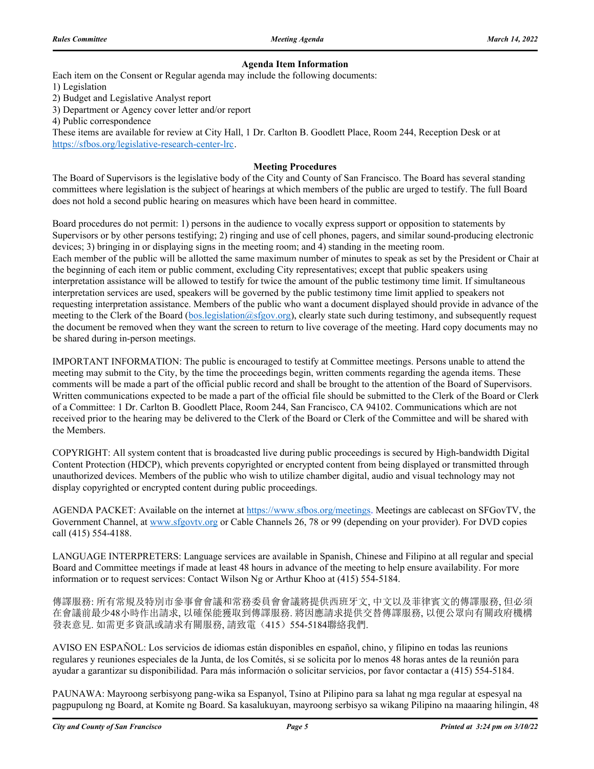### Agenda Item Information

Each item on the Consent or Regular agenda may include the following documents:
1) Legislation
2) Budget and Legislative Analyst report
3) Department or Agency cover letter and/or report
4) Public correspondence

These items are available for review at City Hall, 1 Dr. Carlton B. Goodlett Place, Room 244, Reception Desk or at https://sfbos.org/legislative-research-center-lrc.

### Meeting Procedures

The Board of Supervisors is the legislative body of the City and County of San Francisco. The Board has several standing committees where legislation is the subject of hearings at which members of the public are urged to testify. The full Board does not hold a second public hearing on measures which have been heard in committee.

Board procedures do not permit: 1) persons in the audience to vocally express support or opposition to statements by Supervisors or by other persons testifying; 2) ringing and use of cell phones, pagers, and similar sound-producing electronic devices; 3) bringing in or displaying signs in the meeting room; and 4) standing in the meeting room.
Each member of the public will be allotted the same maximum number of minutes to speak as set by the President or Chair at the beginning of each item or public comment, excluding City representatives; except that public speakers using interpretation assistance will be allowed to testify for twice the amount of the public testimony time limit. If simultaneous interpretation services are used, speakers will be governed by the public testimony time limit applied to speakers not requesting interpretation assistance. Members of the public who want a document displayed should provide in advance of the meeting to the Clerk of the Board (bos.legislation@sfgov.org), clearly state such during testimony, and subsequently request the document be removed when they want the screen to return to live coverage of the meeting. Hard copy documents may no be shared during in-person meetings.

IMPORTANT INFORMATION: The public is encouraged to testify at Committee meetings. Persons unable to attend the meeting may submit to the City, by the time the proceedings begin, written comments regarding the agenda items. These comments will be made a part of the official public record and shall be brought to the attention of the Board of Supervisors. Written communications expected to be made a part of the official file should be submitted to the Clerk of the Board or Clerk of a Committee: 1 Dr. Carlton B. Goodlett Place, Room 244, San Francisco, CA 94102. Communications which are not received prior to the hearing may be delivered to the Clerk of the Board or Clerk of the Committee and will be shared with the Members.

COPYRIGHT: All system content that is broadcasted live during public proceedings is secured by High-bandwidth Digital Content Protection (HDCP), which prevents copyrighted or encrypted content from being displayed or transmitted through unauthorized devices. Members of the public who wish to utilize chamber digital, audio and visual technology may not display copyrighted or encrypted content during public proceedings.

AGENDA PACKET: Available on the internet at https://www.sfbos.org/meetings. Meetings are cablecast on SFGovTV, the Government Channel, at www.sfgovtv.org or Cable Channels 26, 78 or 99 (depending on your provider). For DVD copies call (415) 554-4188.

LANGUAGE INTERPRETERS: Language services are available in Spanish, Chinese and Filipino at all regular and special Board and Committee meetings if made at least 48 hours in advance of the meeting to help ensure availability. For more information or to request services: Contact Wilson Ng or Arthur Khoo at (415) 554-5184.

傳譯服務: 所有常規及特別市參事會會議和常務委員會會議將提供西班牙文, 中文以及菲律賓文的傳譯服務, 但必須在會議前最少48小時作出請求, 以確保能獲取到傳譯服務. 將因應請求提供交替傳譯服務, 以便公眾向有關政府機構發表意見. 如需更多資訊或請求有關服務, 請致電（415）554-5184聯絡我們.

AVISO EN ESPAÑOL: Los servicios de idiomas están disponibles en español, chino, y filipino en todas las reunions regulares y reuniones especiales de la Junta, de los Comités, si se solicita por lo menos 48 horas antes de la reunión para ayudar a garantizar su disponibilidad. Para más información o solicitar servicios, por favor contactar a (415) 554-5184.

PAUNAWA: Mayroong serbisyong pang-wika sa Espanyol, Tsino at Pilipino para sa lahat ng mga regular at espesyal na pagpupulong ng Board, at Komite ng Board. Sa kasalukuyan, mayroong serbisyo sa wikang Pilipino na maaaring hilingin, 48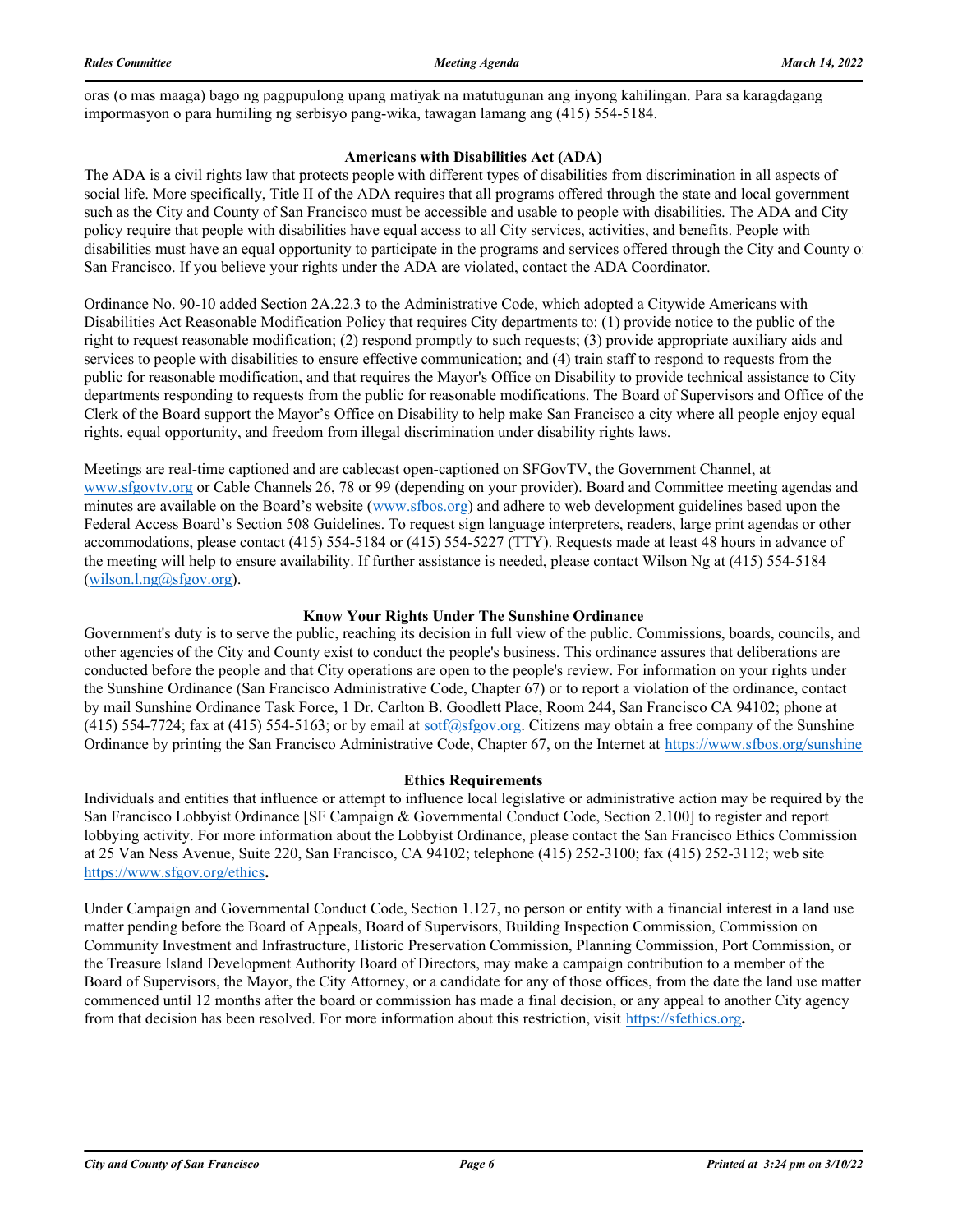oras (o mas maaga) bago ng pagpupulong upang matiyak na matutugunan ang inyong kahilingan. Para sa karagdagang impormasyon o para humiling ng serbisyo pang-wika, tawagan lamang ang (415) 554-5184.

## Americans with Disabilities Act (ADA)

The ADA is a civil rights law that protects people with different types of disabilities from discrimination in all aspects of social life. More specifically, Title II of the ADA requires that all programs offered through the state and local government such as the City and County of San Francisco must be accessible and usable to people with disabilities. The ADA and City policy require that people with disabilities have equal access to all City services, activities, and benefits. People with disabilities must have an equal opportunity to participate in the programs and services offered through the City and County of San Francisco. If you believe your rights under the ADA are violated, contact the ADA Coordinator.

Ordinance No. 90-10 added Section 2A.22.3 to the Administrative Code, which adopted a Citywide Americans with Disabilities Act Reasonable Modification Policy that requires City departments to: (1) provide notice to the public of the right to request reasonable modification; (2) respond promptly to such requests; (3) provide appropriate auxiliary aids and services to people with disabilities to ensure effective communication; and (4) train staff to respond to requests from the public for reasonable modification, and that requires the Mayor's Office on Disability to provide technical assistance to City departments responding to requests from the public for reasonable modifications. The Board of Supervisors and Office of the Clerk of the Board support the Mayor's Office on Disability to help make San Francisco a city where all people enjoy equal rights, equal opportunity, and freedom from illegal discrimination under disability rights laws.

Meetings are real-time captioned and are cablecast open-captioned on SFGovTV, the Government Channel, at www.sfgovtv.org or Cable Channels 26, 78 or 99 (depending on your provider). Board and Committee meeting agendas and minutes are available on the Board's website (www.sfbos.org) and adhere to web development guidelines based upon the Federal Access Board's Section 508 Guidelines. To request sign language interpreters, readers, large print agendas or other accommodations, please contact (415) 554-5184 or (415) 554-5227 (TTY). Requests made at least 48 hours in advance of the meeting will help to ensure availability. If further assistance is needed, please contact Wilson Ng at (415) 554-5184 (wilson.l.ng@sfgov.org).

## Know Your Rights Under The Sunshine Ordinance

Government's duty is to serve the public, reaching its decision in full view of the public. Commissions, boards, councils, and other agencies of the City and County exist to conduct the people's business. This ordinance assures that deliberations are conducted before the people and that City operations are open to the people's review. For information on your rights under the Sunshine Ordinance (San Francisco Administrative Code, Chapter 67) or to report a violation of the ordinance, contact by mail Sunshine Ordinance Task Force, 1 Dr. Carlton B. Goodlett Place, Room 244, San Francisco CA 94102; phone at (415) 554-7724; fax at (415) 554-5163; or by email at sotf@sfgov.org. Citizens may obtain a free company of the Sunshine Ordinance by printing the San Francisco Administrative Code, Chapter 67, on the Internet at https://www.sfbos.org/sunshine

## Ethics Requirements

Individuals and entities that influence or attempt to influence local legislative or administrative action may be required by the San Francisco Lobbyist Ordinance [SF Campaign & Governmental Conduct Code, Section 2.100] to register and report lobbying activity. For more information about the Lobbyist Ordinance, please contact the San Francisco Ethics Commission at 25 Van Ness Avenue, Suite 220, San Francisco, CA 94102; telephone (415) 252-3100; fax (415) 252-3112; web site https://www.sfgov.org/ethics**.**

Under Campaign and Governmental Conduct Code, Section 1.127, no person or entity with a financial interest in a land use matter pending before the Board of Appeals, Board of Supervisors, Building Inspection Commission, Commission on Community Investment and Infrastructure, Historic Preservation Commission, Planning Commission, Port Commission, or the Treasure Island Development Authority Board of Directors, may make a campaign contribution to a member of the Board of Supervisors, the Mayor, the City Attorney, or a candidate for any of those offices, from the date the land use matter commenced until 12 months after the board or commission has made a final decision, or any appeal to another City agency from that decision has been resolved. For more information about this restriction, visit https://sfethics.org**.**